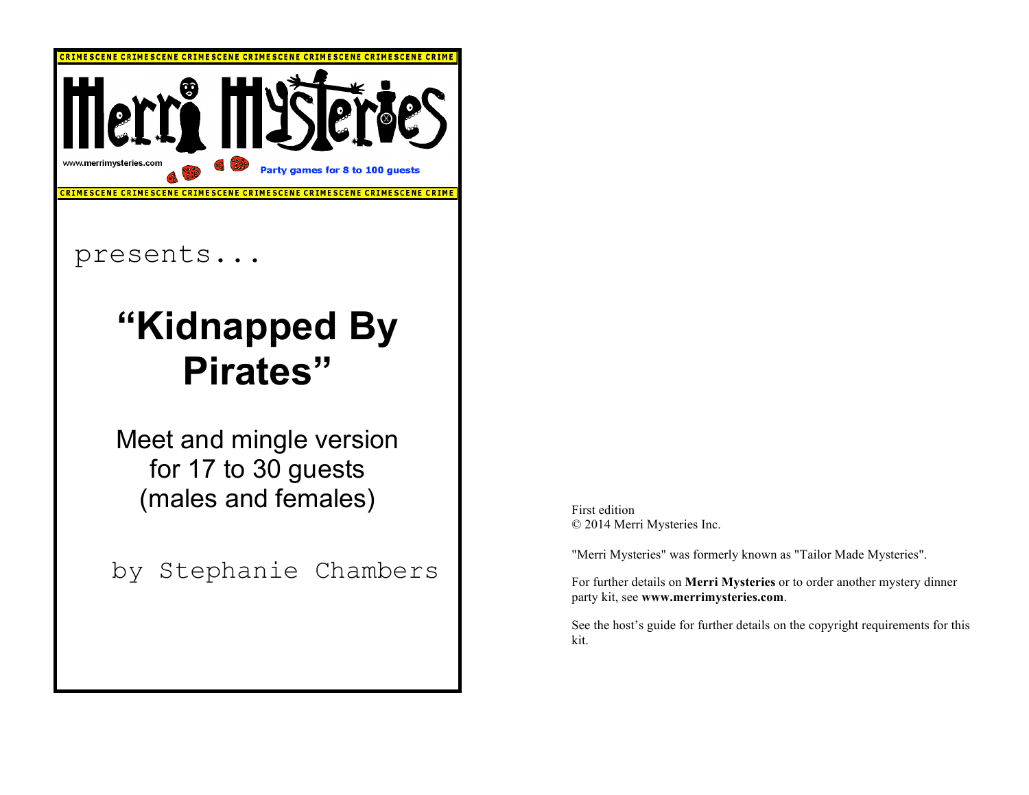CRIMESCENE CRIMESCENE CRIMESCENE CRIMESCENE CRIMESCENE CRIMESCENE CRIME

# Merri Mysteries

www.merrimysteries.com

Party games for 8 to 100 guests

CRIMESCENE CRIMESCENE CRIMESCENE CRIMESCENE CRIMESCENE CRIMESCENE CRIME

presents...

# "Kidnapped By Pirates"

Meet and mingle version
for 17 to 30 guests
(males and females)

by Stephanie Chambers

First edition
© 2014 Merri Mysteries Inc.

"Merri Mysteries" was formerly known as "Tailor Made Mysteries".

For further details on **Merri Mysteries** or to order another mystery dinner party kit, see **www.merrimysteries.com**.

See the host's guide for further details on the copyright requirements for this kit.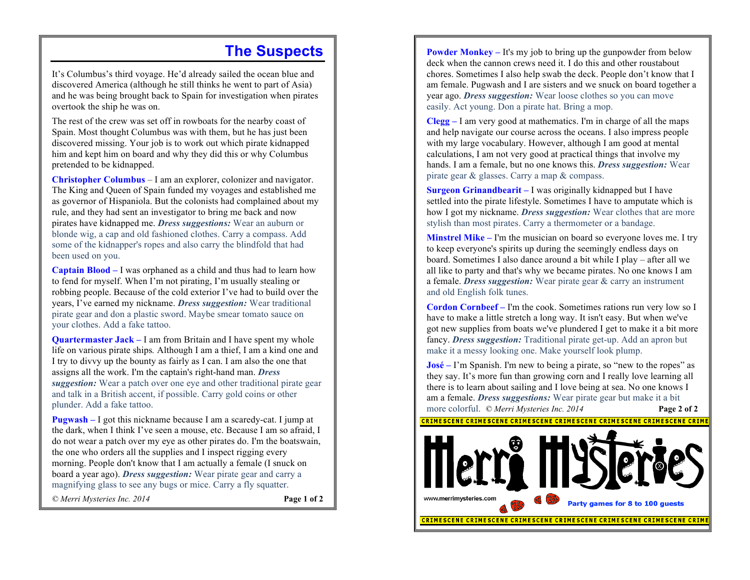# The Suspects

It's Columbus's third voyage. He'd already sailed the ocean blue and discovered America (although he still thinks he went to part of Asia) and he was being brought back to Spain for investigation when pirates overtook the ship he was on.

The rest of the crew was set off in rowboats for the nearby coast of Spain. Most thought Columbus was with them, but he has just been discovered missing. Your job is to work out which pirate kidnapped him and kept him on board and why they did this or why Columbus pretended to be kidnapped.

**Christopher Columbus** – I am an explorer, colonizer and navigator. The King and Queen of Spain funded my voyages and established me as governor of Hispaniola. But the colonists had complained about my rule, and they had sent an investigator to bring me back and now pirates have kidnapped me. ***Dress suggestions:*** Wear an auburn or blonde wig, a cap and old fashioned clothes. Carry a compass. Add some of the kidnapper's ropes and also carry the blindfold that had been used on you.

**Captain Blood –** I was orphaned as a child and thus had to learn how to fend for myself. When I'm not pirating, I'm usually stealing or robbing people. Because of the cold exterior I've had to build over the years, I've earned my nickname. ***Dress suggestion:*** Wear traditional pirate gear and don a plastic sword. Maybe smear tomato sauce on your clothes. Add a fake tattoo.

**Quartermaster Jack –** I am from Britain and I have spent my whole life on various pirate ships. Although I am a thief, I am a kind one and I try to divvy up the bounty as fairly as I can. I am also the one that assigns all the work. I'm the captain's right-hand man. ***Dress suggestion:*** Wear a patch over one eye and other traditional pirate gear and talk in a British accent, if possible. Carry gold coins or other plunder. Add a fake tattoo.

**Pugwash –** I got this nickname because I am a scaredy-cat. I jump at the dark, when I think I've seen a mouse, etc. Because I am so afraid, I do not wear a patch over my eye as other pirates do. I'm the boatswain, the one who orders all the supplies and I inspect rigging every morning. People don't know that I am actually a female (I snuck on board a year ago). ***Dress suggestion:*** Wear pirate gear and carry a magnifying glass to see any bugs or mice. Carry a fly squatter.

*© Merri Mysteries Inc. 2014*

**Powder Monkey –** It's my job to bring up the gunpowder from below deck when the cannon crews need it. I do this and other roustabout chores. Sometimes I also help swab the deck. People don't know that I am female. Pugwash and I are sisters and we snuck on board together a year ago. ***Dress suggestion:*** Wear loose clothes so you can move easily. Act young. Don a pirate hat. Bring a mop.

**Clegg –** I am very good at mathematics. I'm in charge of all the maps and help navigate our course across the oceans. I also impress people with my large vocabulary. However, although I am good at mental calculations, I am not very good at practical things that involve my hands. I am a female, but no one knows this. ***Dress suggestion:*** Wear pirate gear & glasses. Carry a map & compass.

**Surgeon Grinandbearit –** I was originally kidnapped but I have settled into the pirate lifestyle. Sometimes I have to amputate which is how I got my nickname. ***Dress suggestion:*** Wear clothes that are more stylish than most pirates. Carry a thermometer or a bandage.

**Minstrel Mike –** I'm the musician on board so everyone loves me. I try to keep everyone's spirits up during the seemingly endless days on board. Sometimes I also dance around a bit while I play – after all we all like to party and that's why we became pirates. No one knows I am a female. ***Dress suggestion:*** Wear pirate gear & carry an instrument and old English folk tunes.

**Cordon Cornbeef –** I'm the cook. Sometimes rations run very low so I have to make a little stretch a long way. It isn't easy. But when we've got new supplies from boats we've plundered I get to make it a bit more fancy. ***Dress suggestion:*** Traditional pirate get-up. Add an apron but make it a messy looking one. Make yourself look plump.

**José –** I'm Spanish. I'm new to being a pirate, so "new to the ropes" as they say. It's more fun than growing corn and I really love learning all there is to learn about sailing and I love being at sea. No one knows I am a female. ***Dress suggestions:*** Wear pirate gear but make it a bit more colorful. *© Merri Mysteries Inc. 2014*

CRIMESCENE CRIMESCENE CRIMESCENE CRIMESCENE CRIMESCENE CRIMESCENE CRIME

Merri Mysteries

www.merrimysteries.com

Party games for 8 to 100 guests

CRIMESCENE CRIMESCENE CRIMESCENE CRIMESCENE CRIMESCENE CRIMESCENE CRIME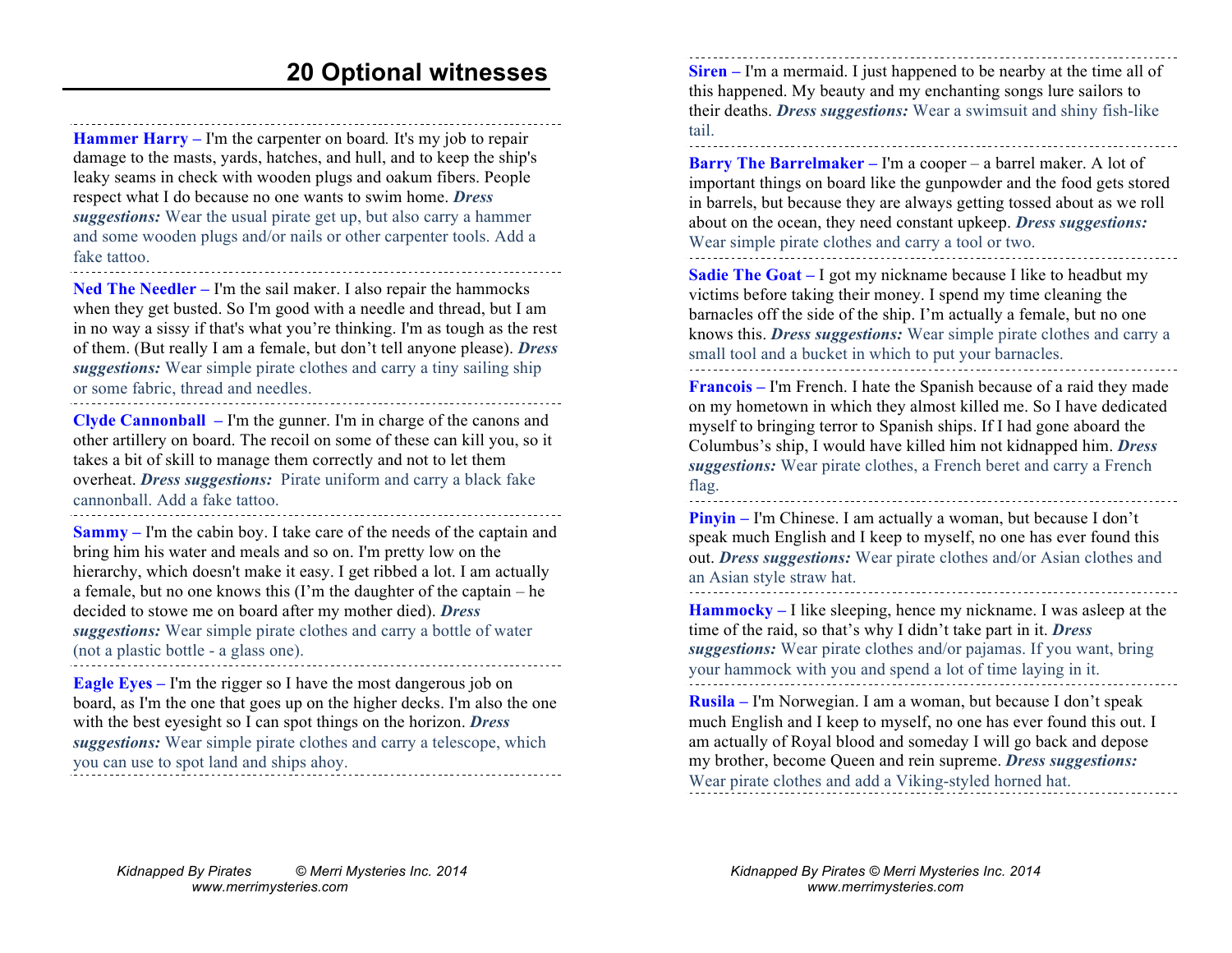# 20 Optional witnesses

**Hammer Harry –** I'm the carpenter on board. It's my job to repair damage to the masts, yards, hatches, and hull, and to keep the ship's leaky seams in check with wooden plugs and oakum fibers. People respect what I do because no one wants to swim home. ***Dress suggestions:*** Wear the usual pirate get up, but also carry a hammer and some wooden plugs and/or nails or other carpenter tools. Add a fake tattoo.

**Ned The Needler –** I'm the sail maker. I also repair the hammocks when they get busted. So I'm good with a needle and thread, but I am in no way a sissy if that's what you're thinking. I'm as tough as the rest of them. (But really I am a female, but don't tell anyone please). ***Dress suggestions:*** Wear simple pirate clothes and carry a tiny sailing ship or some fabric, thread and needles.

**Clyde Cannonball –** I'm the gunner. I'm in charge of the canons and other artillery on board. The recoil on some of these can kill you, so it takes a bit of skill to manage them correctly and not to let them overheat. ***Dress suggestions:*** Pirate uniform and carry a black fake cannonball. Add a fake tattoo.

**Sammy –** I'm the cabin boy. I take care of the needs of the captain and bring him his water and meals and so on. I'm pretty low on the hierarchy, which doesn't make it easy. I get ribbed a lot. I am actually a female, but no one knows this (I'm the daughter of the captain – he decided to stowe me on board after my mother died). ***Dress suggestions:*** Wear simple pirate clothes and carry a bottle of water (not a plastic bottle - a glass one).

**Eagle Eyes –** I'm the rigger so I have the most dangerous job on board, as I'm the one that goes up on the higher decks. I'm also the one with the best eyesight so I can spot things on the horizon. ***Dress suggestions:*** Wear simple pirate clothes and carry a telescope, which you can use to spot land and ships ahoy.

**Siren –** I'm a mermaid. I just happened to be nearby at the time all of this happened. My beauty and my enchanting songs lure sailors to their deaths. ***Dress suggestions:*** Wear a swimsuit and shiny fish-like tail.

**Barry The Barrelmaker –** I'm a cooper – a barrel maker. A lot of important things on board like the gunpowder and the food gets stored in barrels, but because they are always getting tossed about as we roll about on the ocean, they need constant upkeep. ***Dress suggestions:*** Wear simple pirate clothes and carry a tool or two.

**Sadie The Goat –** I got my nickname because I like to headbut my victims before taking their money. I spend my time cleaning the barnacles off the side of the ship. I'm actually a female, but no one knows this. ***Dress suggestions:*** Wear simple pirate clothes and carry a small tool and a bucket in which to put your barnacles.

**Francois –** I'm French. I hate the Spanish because of a raid they made on my hometown in which they almost killed me. So I have dedicated myself to bringing terror to Spanish ships. If I had gone aboard the Columbus's ship, I would have killed him not kidnapped him. ***Dress suggestions:*** Wear pirate clothes, a French beret and carry a French flag.

**Pinyin –** I'm Chinese. I am actually a woman, but because I don't speak much English and I keep to myself, no one has ever found this out. ***Dress suggestions:*** Wear pirate clothes and/or Asian clothes and an Asian style straw hat.

**Hammocky –** I like sleeping, hence my nickname. I was asleep at the time of the raid, so that's why I didn't take part in it. ***Dress suggestions:*** Wear pirate clothes and/or pajamas. If you want, bring your hammock with you and spend a lot of time laying in it.

**Rusila –** I'm Norwegian. I am a woman, but because I don't speak much English and I keep to myself, no one has ever found this out. I am actually of Royal blood and someday I will go back and depose my brother, become Queen and rein supreme. ***Dress suggestions:*** Wear pirate clothes and add a Viking-styled horned hat.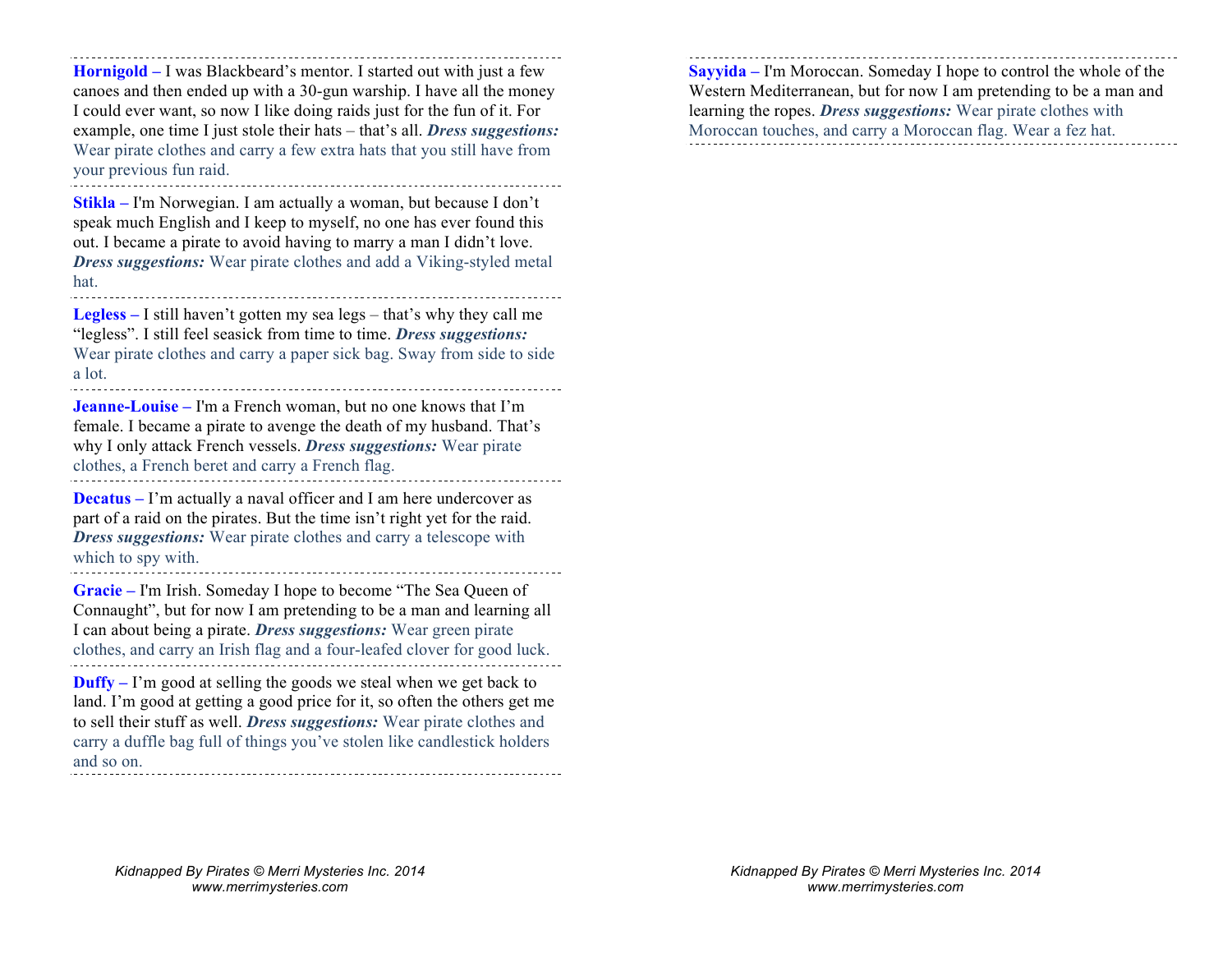**Hornigold –** I was Blackbeard's mentor. I started out with just a few canoes and then ended up with a 30-gun warship. I have all the money I could ever want, so now I like doing raids just for the fun of it. For example, one time I just stole their hats – that's all. ***Dress suggestions:*** Wear pirate clothes and carry a few extra hats that you still have from your previous fun raid.

---

**Stikla –** I'm Norwegian. I am actually a woman, but because I don't speak much English and I keep to myself, no one has ever found this out. I became a pirate to avoid having to marry a man I didn't love. ***Dress suggestions:*** Wear pirate clothes and add a Viking-styled metal hat.

---

**Legless –** I still haven't gotten my sea legs – that's why they call me "legless". I still feel seasick from time to time. ***Dress suggestions:*** Wear pirate clothes and carry a paper sick bag. Sway from side to side a lot.

---

**Jeanne-Louise –** I'm a French woman, but no one knows that I'm female. I became a pirate to avenge the death of my husband. That's why I only attack French vessels. ***Dress suggestions:*** Wear pirate clothes, a French beret and carry a French flag.

---

**Decatus –** I'm actually a naval officer and I am here undercover as part of a raid on the pirates. But the time isn't right yet for the raid. ***Dress suggestions:*** Wear pirate clothes and carry a telescope with which to spy with.

---

**Gracie –** I'm Irish. Someday I hope to become "The Sea Queen of Connaught", but for now I am pretending to be a man and learning all I can about being a pirate. ***Dress suggestions:*** Wear green pirate clothes, and carry an Irish flag and a four-leafed clover for good luck.

---

**Duffy –** I'm good at selling the goods we steal when we get back to land. I'm good at getting a good price for it, so often the others get me to sell their stuff as well. ***Dress suggestions:*** Wear pirate clothes and carry a duffle bag full of things you've stolen like candlestick holders and so on.

---

**Sayyida –** I'm Moroccan. Someday I hope to control the whole of the Western Mediterranean, but for now I am pretending to be a man and learning the ropes. ***Dress suggestions:*** Wear pirate clothes with Moroccan touches, and carry a Moroccan flag. Wear a fez hat.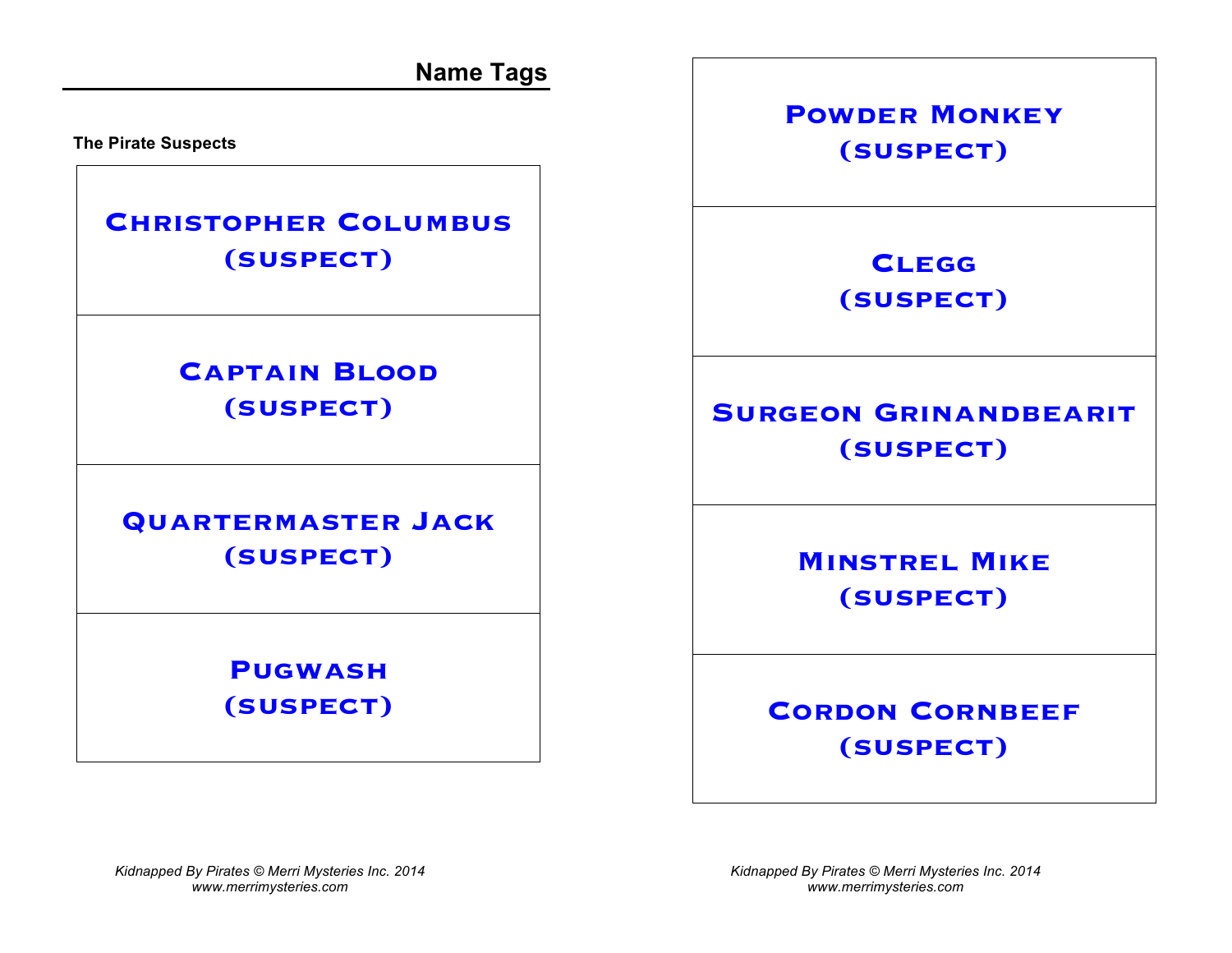## Name Tags

**The Pirate Suspects**

| |
|---|
| **CHRISTOPHER COLUMBUS**<br>**(SUSPECT)** |
| **CAPTAIN BLOOD**<br>**(SUSPECT)** |
| **QUARTERMASTER JACK**<br>**(SUSPECT)** |
| **PUGWASH**<br>**(SUSPECT)** |

| |
|---|
| **POWDER MONKEY**<br>**(SUSPECT)** |
| **CLEGG**<br>**(SUSPECT)** |
| **SURGEON GRINANDBEARIT**<br>**(SUSPECT)** |
| **MINSTREL MIKE**<br>**(SUSPECT)** |
| **CORDON CORNBEEF**<br>**(SUSPECT)** |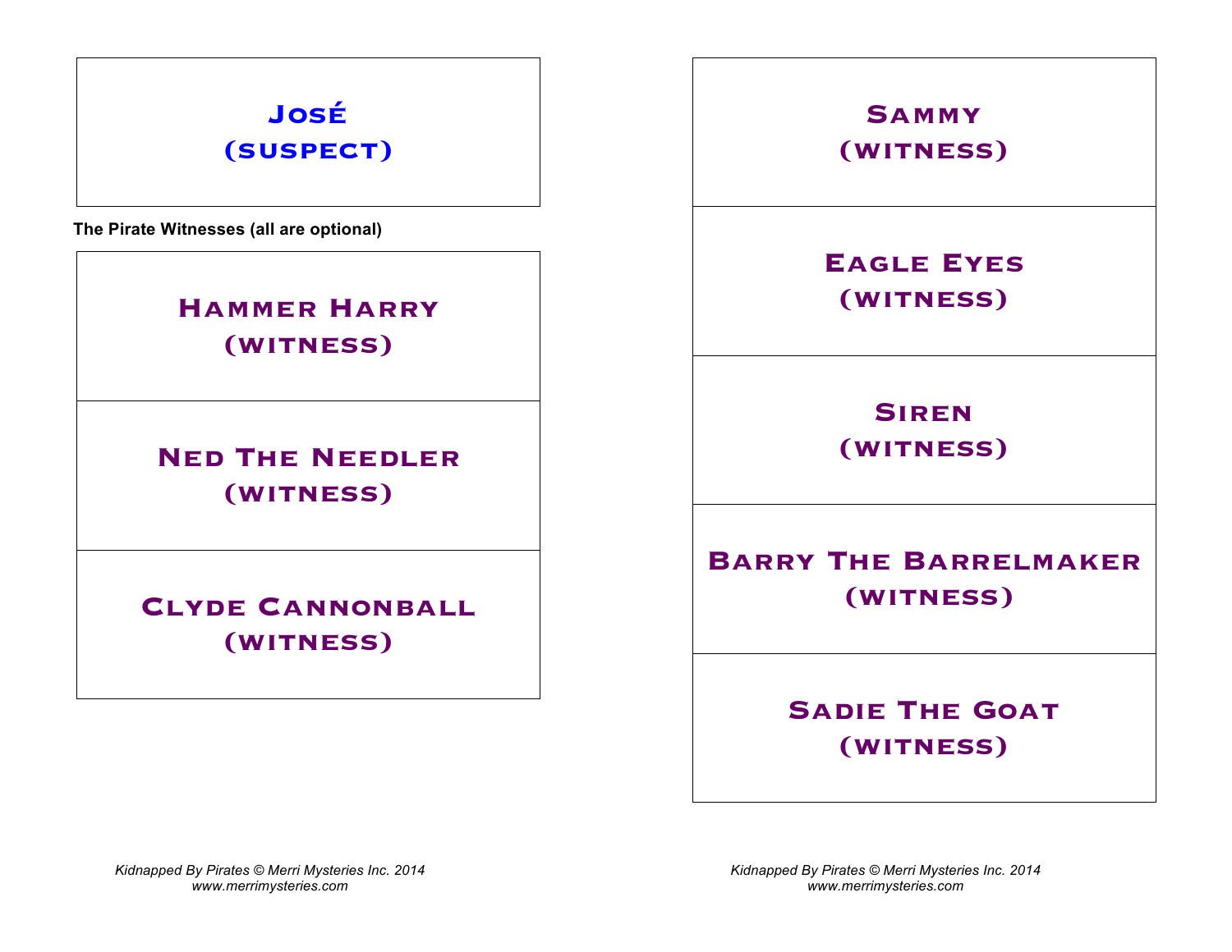**José**
**(suspect)**

**The Pirate Witnesses (all are optional)**

**Hammer Harry**
**(witness)**

**Ned The Needler**
**(witness)**

**Clyde Cannonball**
**(witness)**

**Sammy**
**(witness)**

**Eagle Eyes**
**(witness)**

**Siren**
**(witness)**

**Barry The Barrelmaker**
**(witness)**

**Sadie The Goat**
**(witness)**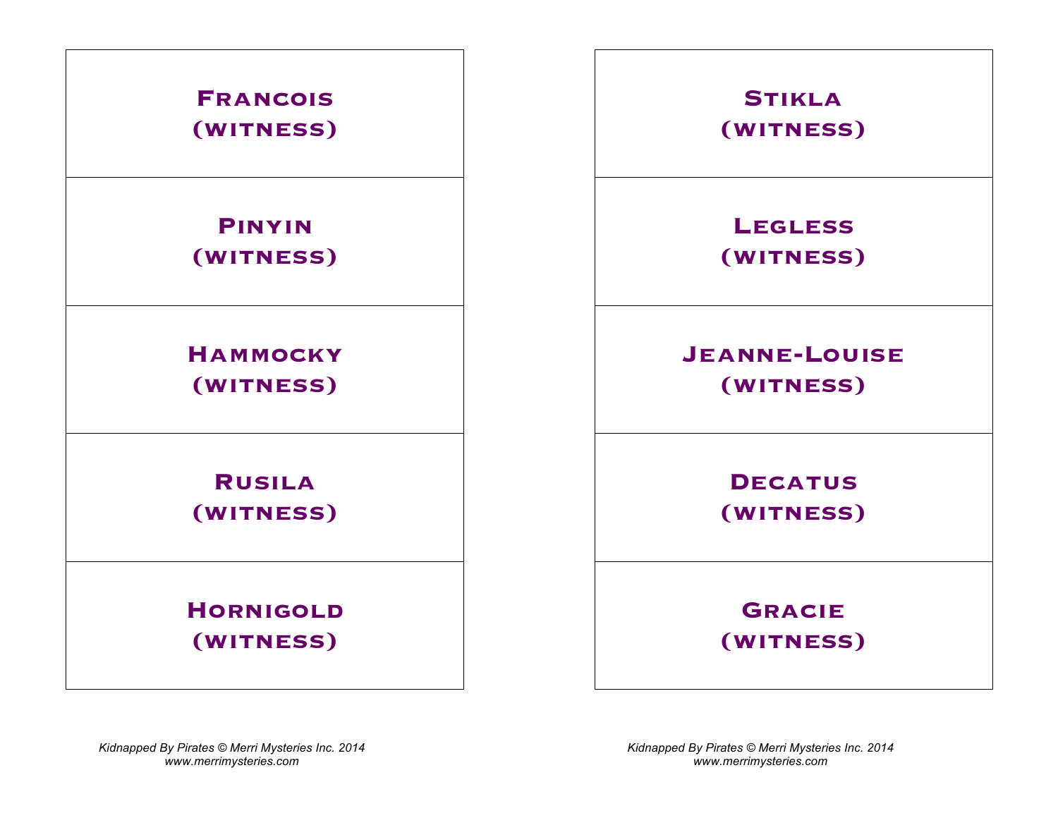**Francois**
**(witness)**

**Pinyin**
**(witness)**

**Hammocky**
**(witness)**

**Rusila**
**(witness)**

**Hornigold**
**(witness)**

**Stikla**
**(witness)**

**Legless**
**(witness)**

**Jeanne-Louise**
**(witness)**

**Decatus**
**(witness)**

**Gracie**
**(witness)**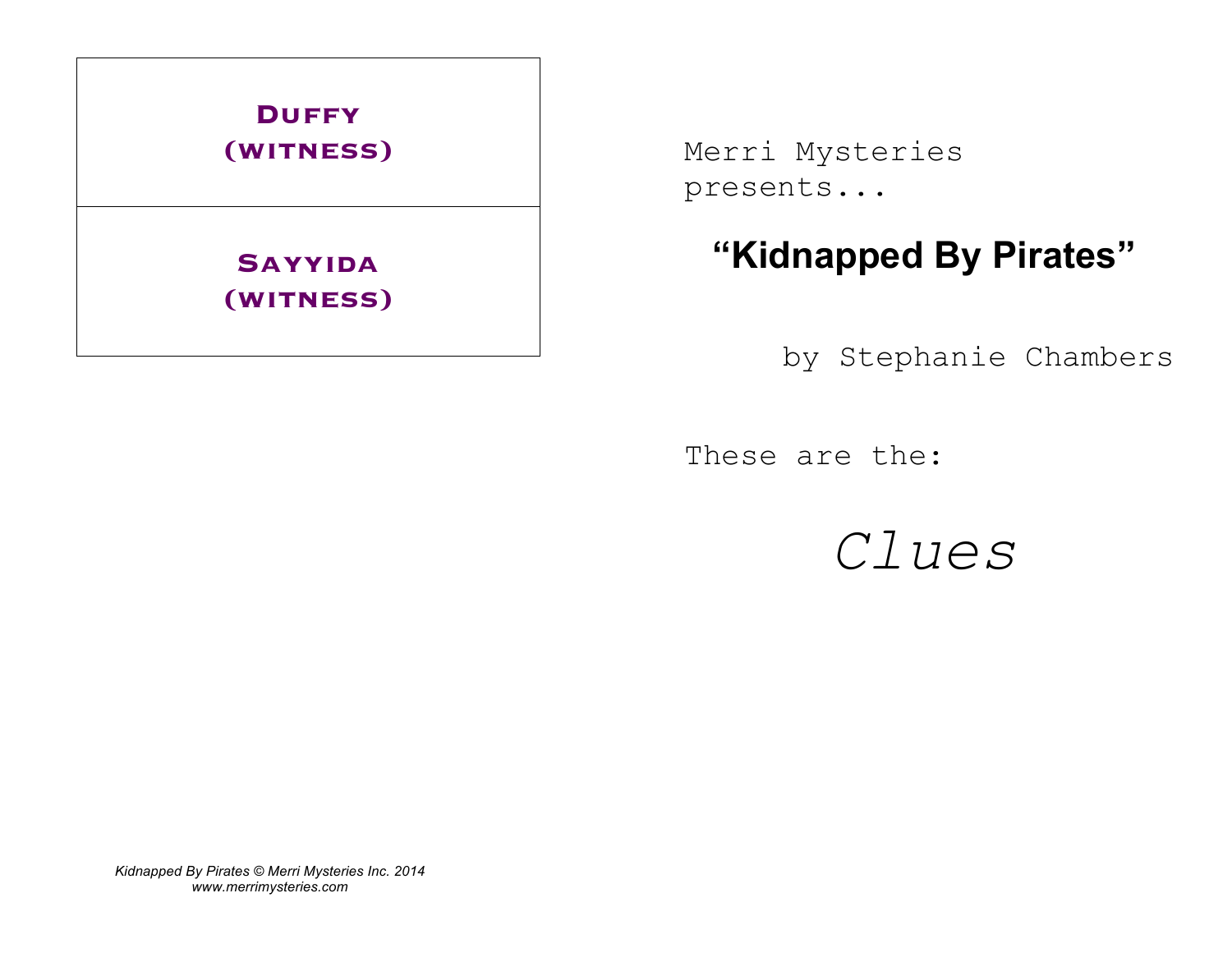| **DUFFY (WITNESS)** |
| --- |
| **SAYYIDA (WITNESS)** |

Merri Mysteries presents...

## “Kidnapped By Pirates”

by Stephanie Chambers

These are the:

*Clues*

*Kidnapped By Pirates © Merri Mysteries Inc. 2014*
*www.merrimysteries.com*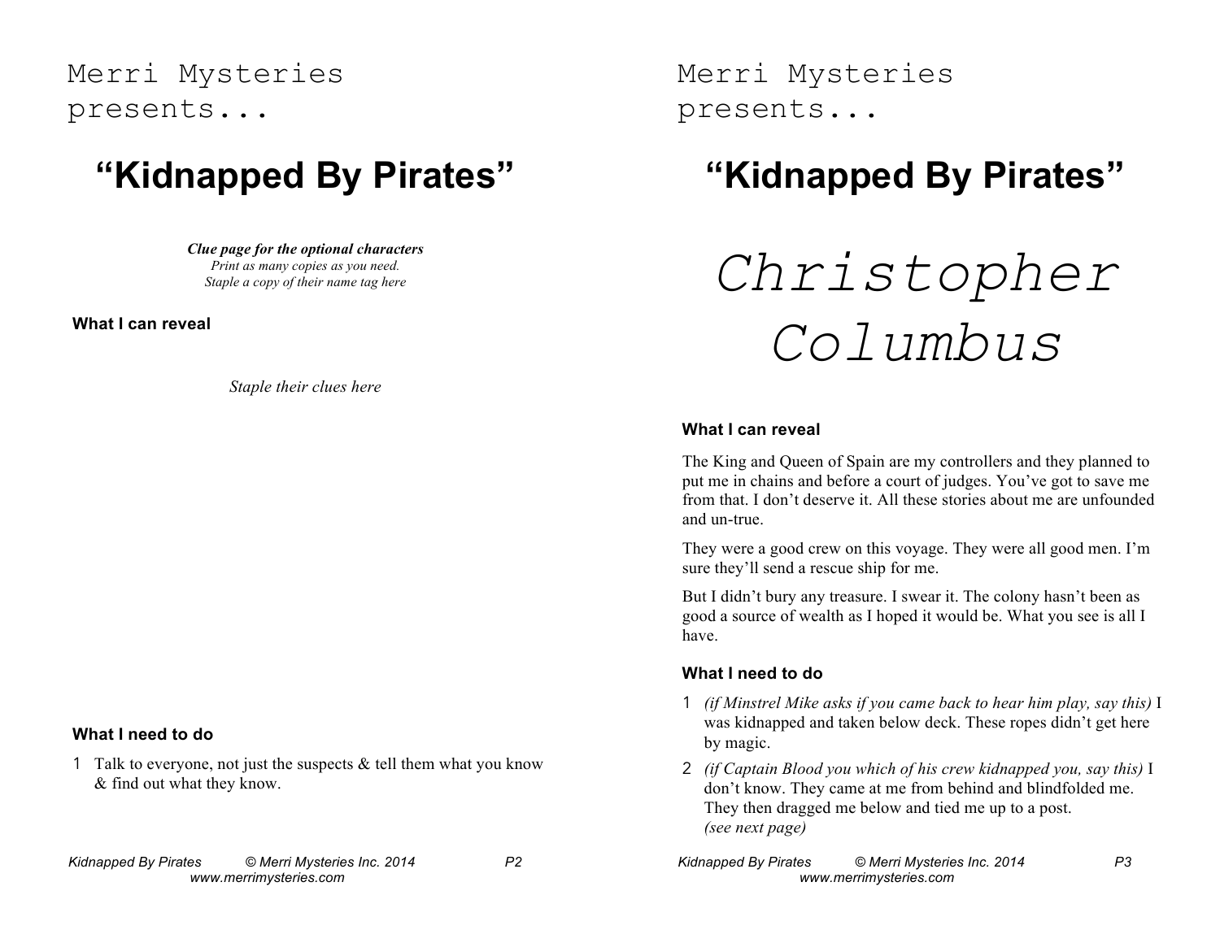Merri Mysteries presents...

# "Kidnapped By Pirates"

***Clue page for the optional characters***
*Print as many copies as you need.*
*Staple a copy of their name tag here*

### What I can reveal

*Staple their clues here*

### What I need to do

1. Talk to everyone, not just the suspects & tell them what you know & find out what they know.

Merri Mysteries presents...

# "Kidnapped By Pirates"

# *Christopher Columbus*

### What I can reveal

The King and Queen of Spain are my controllers and they planned to put me in chains and before a court of judges. You've got to save me from that. I don't deserve it. All these stories about me are unfounded and un-true.

They were a good crew on this voyage. They were all good men. I'm sure they'll send a rescue ship for me.

But I didn't bury any treasure. I swear it. The colony hasn't been as good a source of wealth as I hoped it would be. What you see is all I have.

### What I need to do

1. *(if Minstrel Mike asks if you came back to hear him play, say this)* I was kidnapped and taken below deck. These ropes didn't get here by magic.
2. *(if Captain Blood you which of his crew kidnapped you, say this)* I don't know. They came at me from behind and blindfolded me. They then dragged me below and tied me up to a post.
*(see next page)*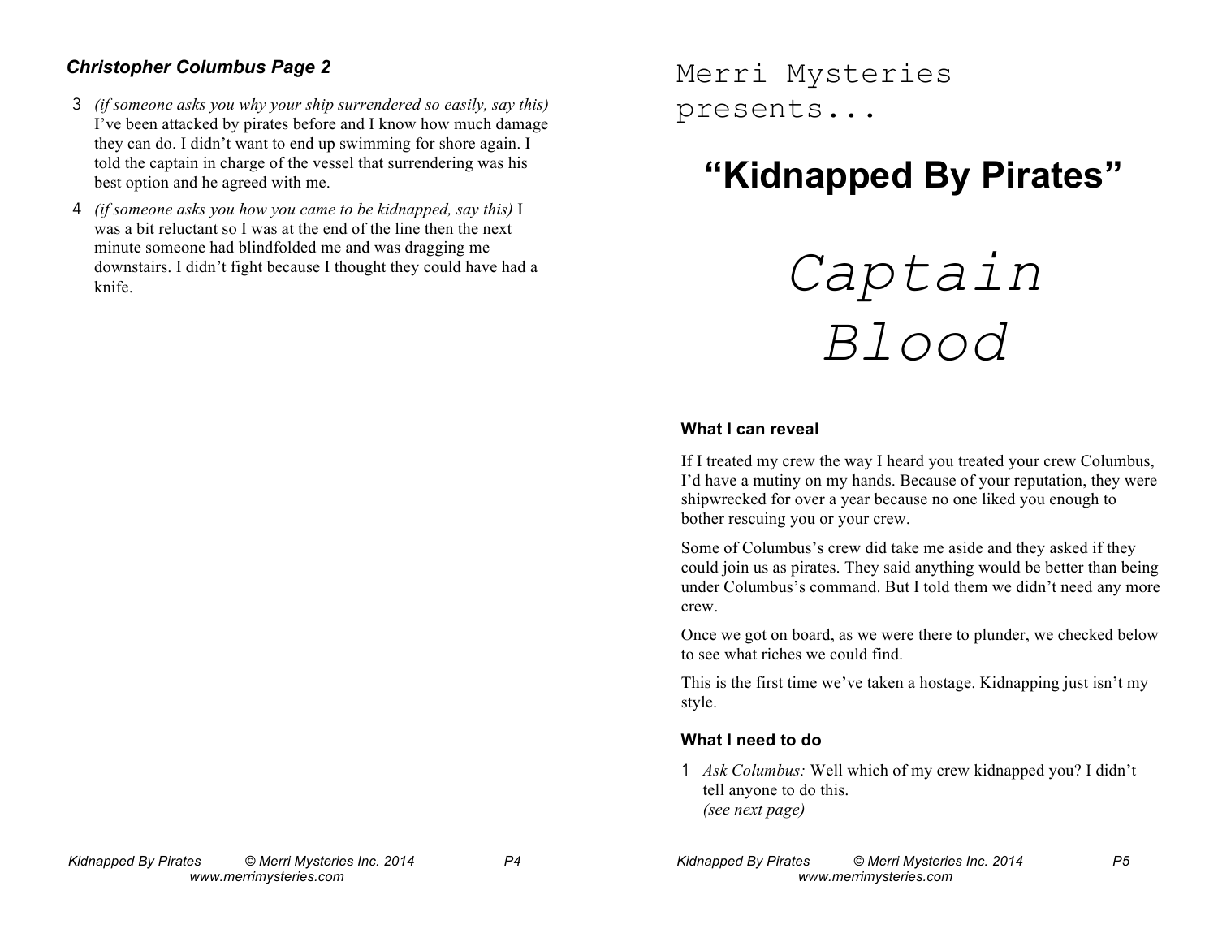### *Christopher Columbus Page 2*

3 *(if someone asks you why your ship surrendered so easily, say this)* I've been attacked by pirates before and I know how much damage they can do. I didn't want to end up swimming for shore again. I told the captain in charge of the vessel that surrendering was his best option and he agreed with me.

4 *(if someone asks you how you came to be kidnapped, say this)* I was a bit reluctant so I was at the end of the line then the next minute someone had blindfolded me and was dragging me downstairs. I didn't fight because I thought they could have had a knife.

Merri Mysteries presents...

# "Kidnapped By Pirates"

# *Captain Blood*

### What I can reveal

If I treated my crew the way I heard you treated your crew Columbus, I'd have a mutiny on my hands. Because of your reputation, they were shipwrecked for over a year because no one liked you enough to bother rescuing you or your crew.

Some of Columbus's crew did take me aside and they asked if they could join us as pirates. They said anything would be better than being under Columbus's command. But I told them we didn't need any more crew.

Once we got on board, as we were there to plunder, we checked below to see what riches we could find.

This is the first time we've taken a hostage. Kidnapping just isn't my style.

### What I need to do

1 *Ask Columbus:* Well which of my crew kidnapped you? I didn't tell anyone to do this.
*(see next page)*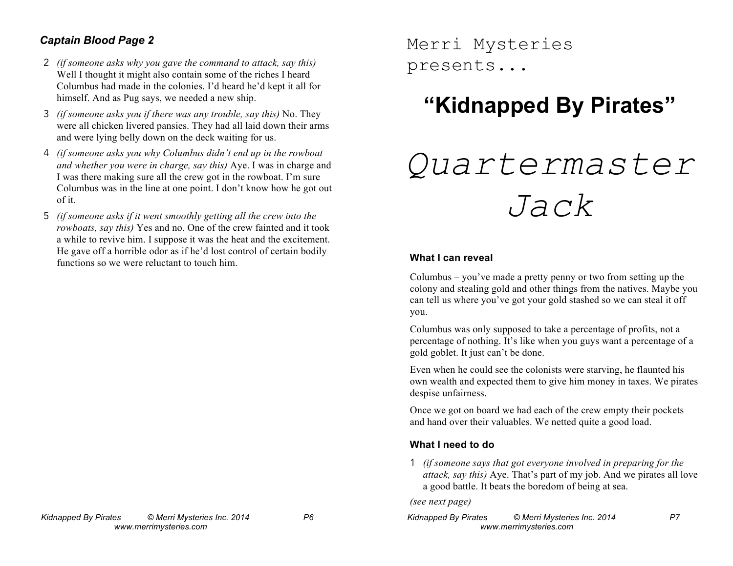### Captain Blood Page 2

2 *(if someone asks why you gave the command to attack, say this)* Well I thought it might also contain some of the riches I heard Columbus had made in the colonies. I'd heard he'd kept it all for himself. And as Pug says, we needed a new ship.

3 *(if someone asks you if there was any trouble, say this)* No. They were all chicken livered pansies. They had all laid down their arms and were lying belly down on the deck waiting for us.

4 *(if someone asks you why Columbus didn't end up in the rowboat and whether you were in charge, say this)* Aye. I was in charge and I was there making sure all the crew got in the rowboat. I'm sure Columbus was in the line at one point. I don't know how he got out of it.

5 *(if someone asks if it went smoothly getting all the crew into the rowboats, say this)* Yes and no. One of the crew fainted and it took a while to revive him. I suppose it was the heat and the excitement. He gave off a horrible odor as if he'd lost control of certain bodily functions so we were reluctant to touch him.

Merri Mysteries presents...

# "Kidnapped By Pirates"

# *Quartermaster Jack*

### What I can reveal

Columbus – you've made a pretty penny or two from setting up the colony and stealing gold and other things from the natives. Maybe you can tell us where you've got your gold stashed so we can steal it off you.

Columbus was only supposed to take a percentage of profits, not a percentage of nothing. It's like when you guys want a percentage of a gold goblet. It just can't be done.

Even when he could see the colonists were starving, he flaunted his own wealth and expected them to give him money in taxes. We pirates despise unfairness.

Once we got on board we had each of the crew empty their pockets and hand over their valuables. We netted quite a good load.

### What I need to do

1 *(if someone says that got everyone involved in preparing for the attack, say this)* Aye. That's part of my job. And we pirates all love a good battle. It beats the boredom of being at sea.

*(see next page)*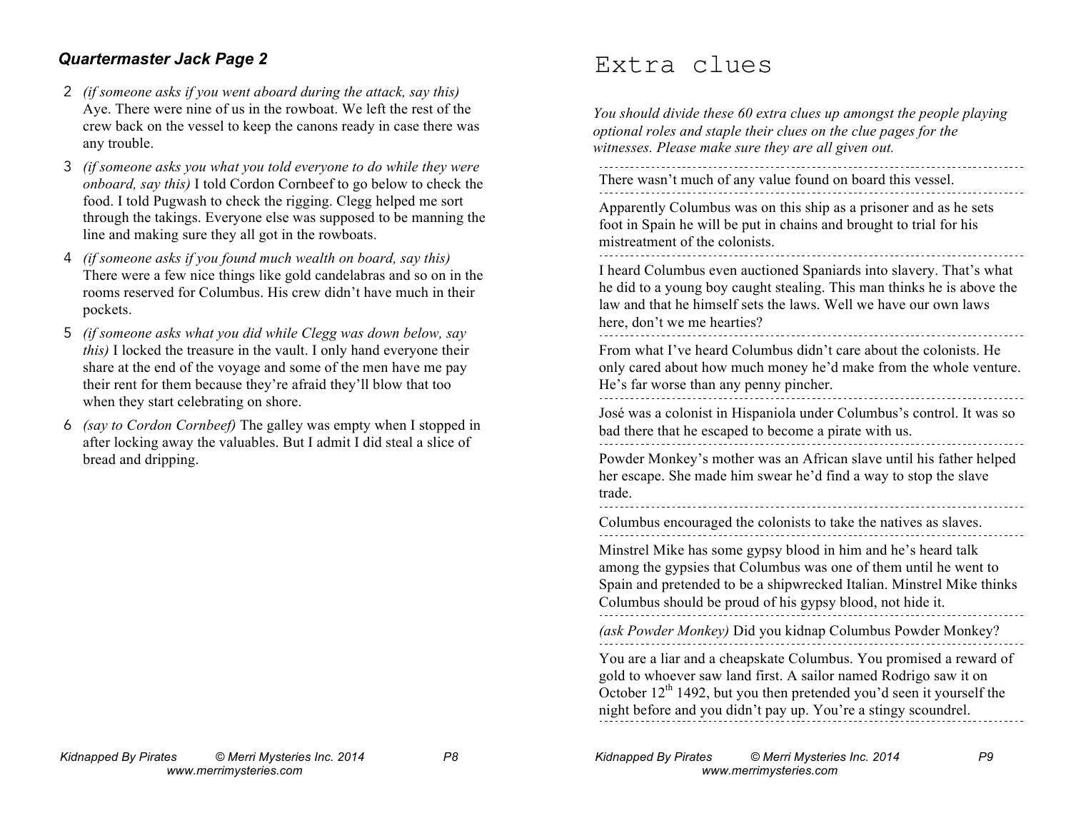### *Quartermaster Jack Page 2*

2 *(if someone asks if you went aboard during the attack, say this)* Aye. There were nine of us in the rowboat. We left the rest of the crew back on the vessel to keep the canons ready in case there was any trouble.

3 *(if someone asks you what you told everyone to do while they were onboard, say this)* I told Cordon Cornbeef to go below to check the food. I told Pugwash to check the rigging. Clegg helped me sort through the takings. Everyone else was supposed to be manning the line and making sure they all got in the rowboats.

4 *(if someone asks if you found much wealth on board, say this)* There were a few nice things like gold candelabras and so on in the rooms reserved for Columbus. His crew didn't have much in their pockets.

5 *(if someone asks what you did while Clegg was down below, say this)* I locked the treasure in the vault. I only hand everyone their share at the end of the voyage and some of the men have me pay their rent for them because they're afraid they'll blow that too when they start celebrating on shore.

6 *(say to Cordon Cornbeef)* The galley was empty when I stopped in after locking away the valuables. But I admit I did steal a slice of bread and dripping.

# Extra clues

*You should divide these 60 extra clues up amongst the people playing optional roles and staple their clues on the clue pages for the witnesses. Please make sure they are all given out.*

---

There wasn't much of any value found on board this vessel.

---

Apparently Columbus was on this ship as a prisoner and as he sets foot in Spain he will be put in chains and brought to trial for his mistreatment of the colonists.

---

I heard Columbus even auctioned Spaniards into slavery. That's what he did to a young boy caught stealing. This man thinks he is above the law and that he himself sets the laws. Well we have our own laws here, don't we me hearties?

---

From what I've heard Columbus didn't care about the colonists. He only cared about how much money he'd make from the whole venture. He's far worse than any penny pincher.

---

José was a colonist in Hispaniola under Columbus's control. It was so bad there that he escaped to become a pirate with us.

---

Powder Monkey's mother was an African slave until his father helped her escape. She made him swear he'd find a way to stop the slave trade.

---

Columbus encouraged the colonists to take the natives as slaves.

---

Minstrel Mike has some gypsy blood in him and he's heard talk among the gypsies that Columbus was one of them until he went to Spain and pretended to be a shipwrecked Italian. Minstrel Mike thinks Columbus should be proud of his gypsy blood, not hide it.

---

*(ask Powder Monkey)* Did you kidnap Columbus Powder Monkey?

---

You are a liar and a cheapskate Columbus. You promised a reward of gold to whoever saw land first. A sailor named Rodrigo saw it on October 12th 1492, but you then pretended you'd seen it yourself the night before and you didn't pay up. You're a stingy scoundrel.

---